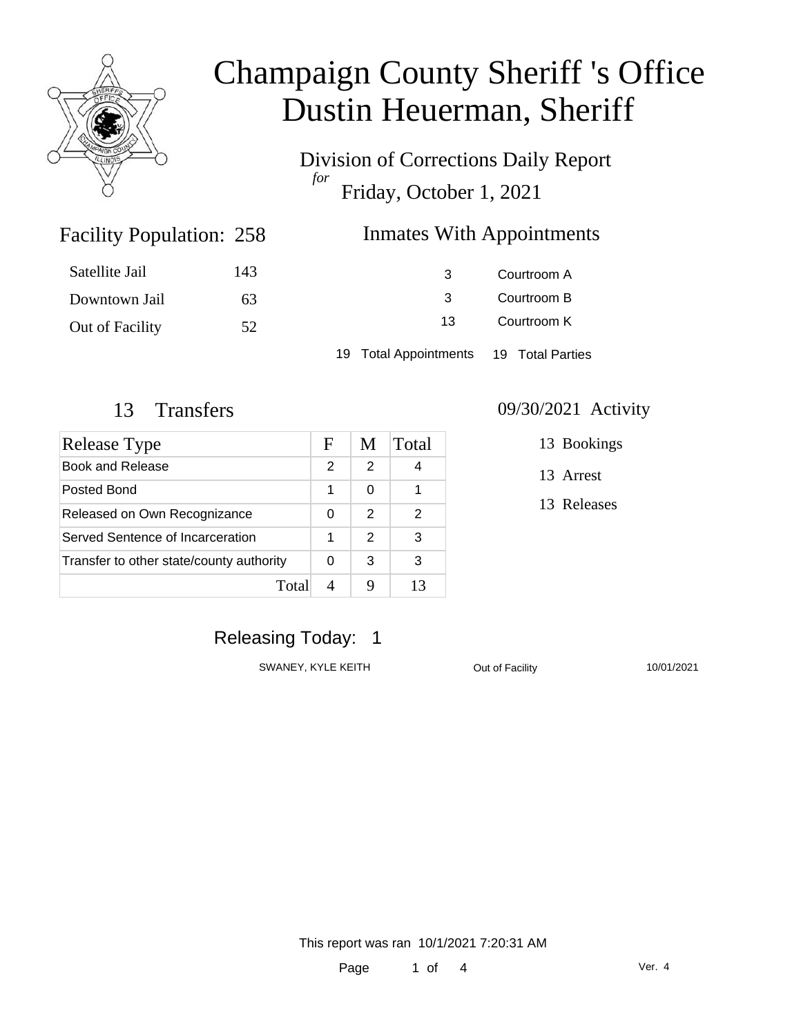# Champaign County Sheriff 's Office
# Dustin Heuerman, Sheriff

Division of Corrections Daily Report
*for*
Friday, October 1, 2021

## Facility Population: 258

| | |
|---|---|
| Satellite Jail | 143 |
| Downtown Jail | 63 |
| Out of Facility | 52 |

## Inmates With Appointments

| | |
|---|---|
| 3 | Courtroom A |
| 3 | Courtroom B |
| 13 | Courtroom K |

19 Total Appointments 19 Total Parties

## 13 Transfers

| Release Type | F | M | Total |
|---|---|---|---|
| Book and Release | 2 | 2 | 4 |
| Posted Bond | 1 | 0 | 1 |
| Released on Own Recognizance | 0 | 2 | 2 |
| Served Sentence of Incarceration | 1 | 2 | 3 |
| Transfer to other state/county authority | 0 | 3 | 3 |
| Total | 4 | 9 | 13 |

## 09/30/2021 Activity

13 Bookings

13 Arrest

13 Releases

## Releasing Today: 1

| | | |
|---|---|---|
| SWANEY, KYLE KEITH | Out of Facility | 10/01/2021 |

This report was ran 10/1/2021 7:20:31 AM

Ver. 4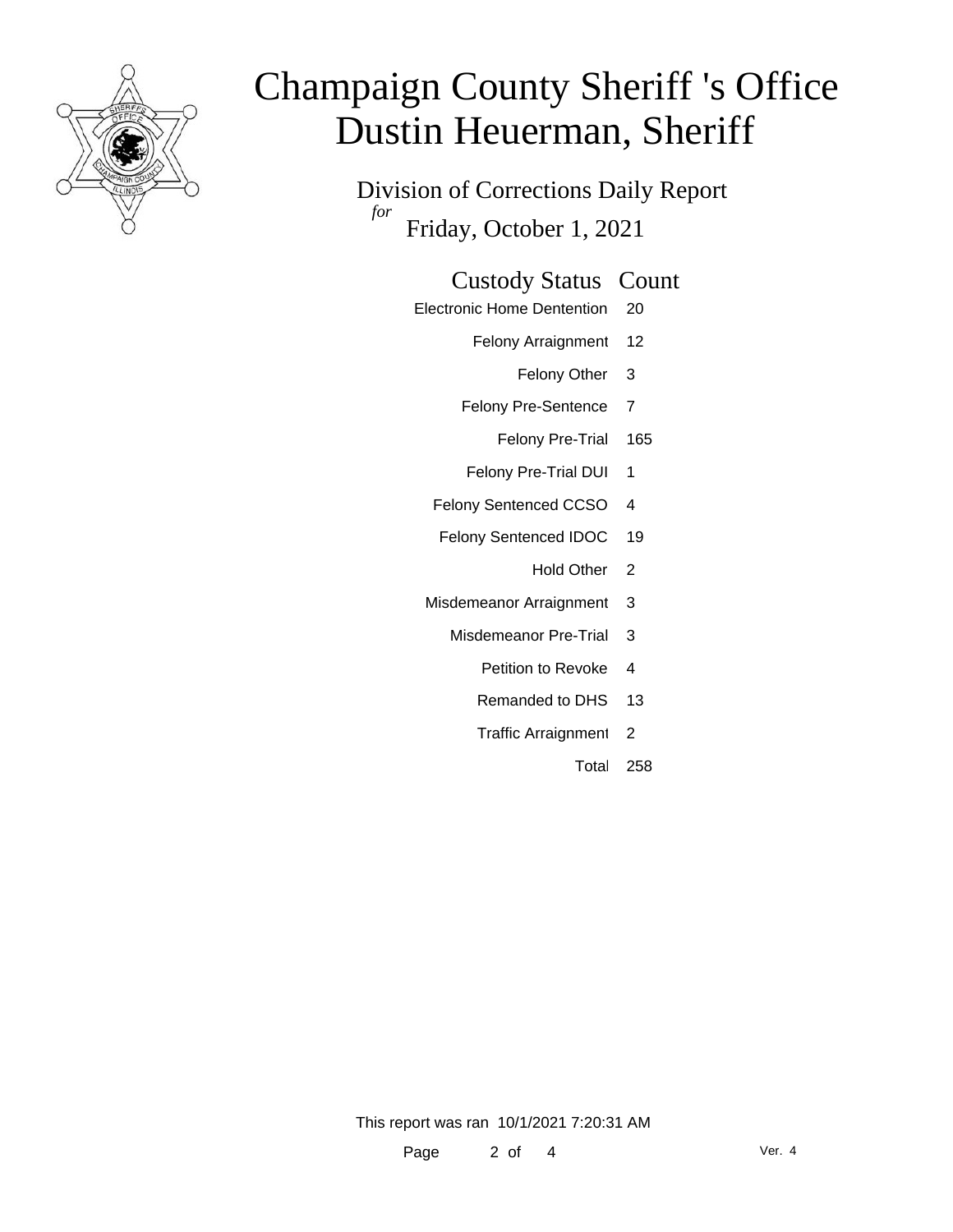# Champaign County Sheriff 's Office
# Dustin Heuerman, Sheriff

## Division of Corrections Daily Report

*for*

Friday, October 1, 2021

| Custody Status | Count |
|---|---|
| Electronic Home Dentention | 20 |
| Felony Arraignment | 12 |
| Felony Other | 3 |
| Felony Pre-Sentence | 7 |
| Felony Pre-Trial | 165 |
| Felony Pre-Trial DUI | 1 |
| Felony Sentenced CCSO | 4 |
| Felony Sentenced IDOC | 19 |
| Hold Other | 2 |
| Misdemeanor Arraignment | 3 |
| Misdemeanor Pre-Trial | 3 |
| Petition to Revoke | 4 |
| Remanded to DHS | 13 |
| Traffic Arraignment | 2 |
| Total | 258 |

This report was ran 10/1/2021 7:20:31 AM

Ver. 4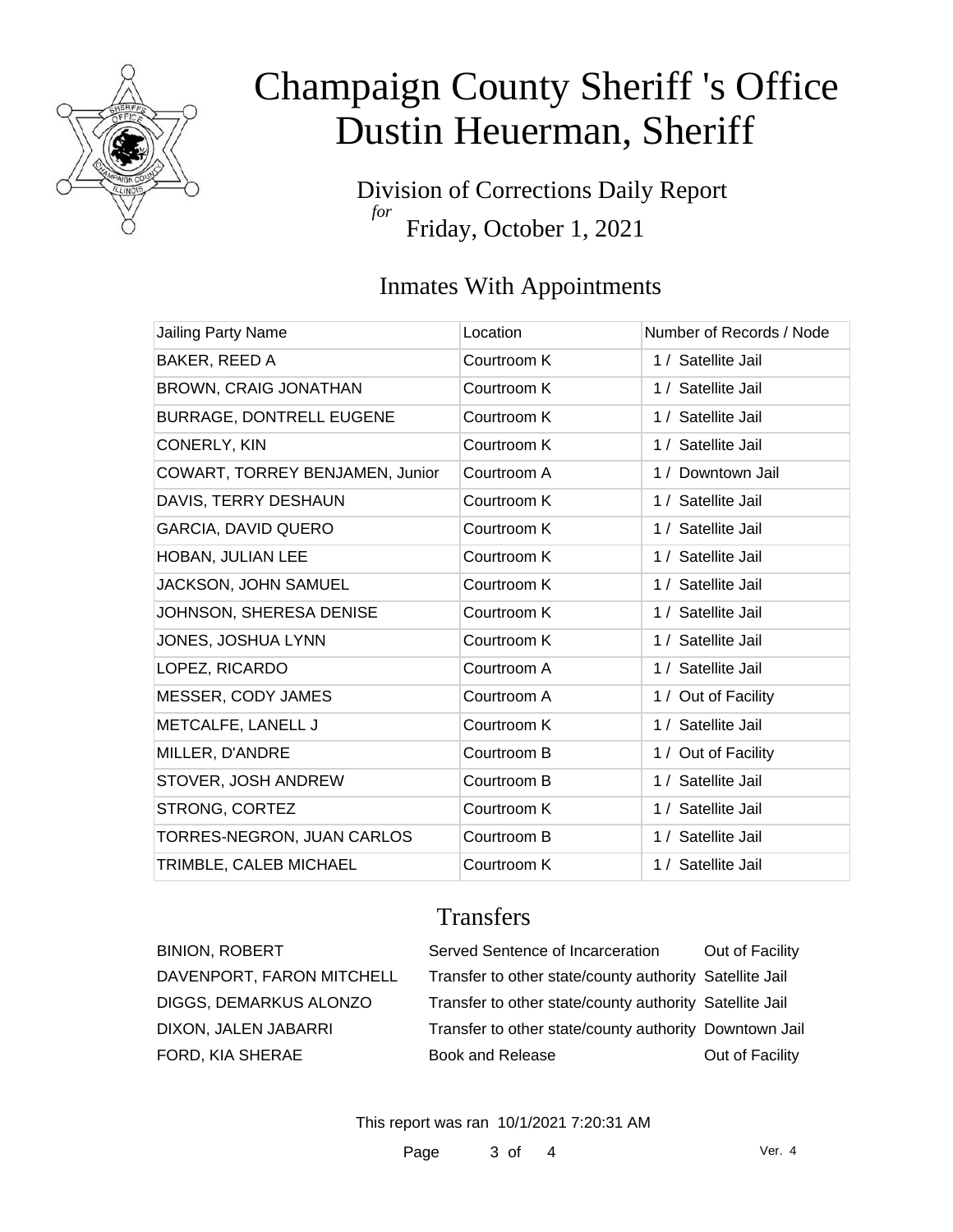# Champaign County Sheriff 's Office
# Dustin Heuerman, Sheriff

Division of Corrections Daily Report
*for*
Friday, October 1, 2021

## Inmates With Appointments

| Jailing Party Name | Location | Number of Records / Node |
|---|---|---|
| BAKER, REED A | Courtroom K | 1 / Satellite Jail |
| BROWN, CRAIG JONATHAN | Courtroom K | 1 / Satellite Jail |
| BURRAGE, DONTRELL EUGENE | Courtroom K | 1 / Satellite Jail |
| CONERLY, KIN | Courtroom K | 1 / Satellite Jail |
| COWART, TORREY BENJAMEN, Junior | Courtroom A | 1 / Downtown Jail |
| DAVIS, TERRY DESHAUN | Courtroom K | 1 / Satellite Jail |
| GARCIA, DAVID QUERO | Courtroom K | 1 / Satellite Jail |
| HOBAN, JULIAN LEE | Courtroom K | 1 / Satellite Jail |
| JACKSON, JOHN SAMUEL | Courtroom K | 1 / Satellite Jail |
| JOHNSON, SHERESA DENISE | Courtroom K | 1 / Satellite Jail |
| JONES, JOSHUA LYNN | Courtroom K | 1 / Satellite Jail |
| LOPEZ, RICARDO | Courtroom A | 1 / Satellite Jail |
| MESSER, CODY JAMES | Courtroom A | 1 / Out of Facility |
| METCALFE, LANELL J | Courtroom K | 1 / Satellite Jail |
| MILLER, D'ANDRE | Courtroom B | 1 / Out of Facility |
| STOVER, JOSH ANDREW | Courtroom B | 1 / Satellite Jail |
| STRONG, CORTEZ | Courtroom K | 1 / Satellite Jail |
| TORRES-NEGRON, JUAN CARLOS | Courtroom B | 1 / Satellite Jail |
| TRIMBLE, CALEB MICHAEL | Courtroom K | 1 / Satellite Jail |

## Transfers

| | | |
|---|---|---|
| BINION, ROBERT | Served Sentence of Incarceration | Out of Facility |
| DAVENPORT, FARON MITCHELL | Transfer to other state/county authority | Satellite Jail |
| DIGGS, DEMARKUS ALONZO | Transfer to other state/county authority | Satellite Jail |
| DIXON, JALEN JABARRI | Transfer to other state/county authority | Downtown Jail |
| FORD, KIA SHERAE | Book and Release | Out of Facility |

This report was ran 10/1/2021 7:20:31 AM

Ver. 4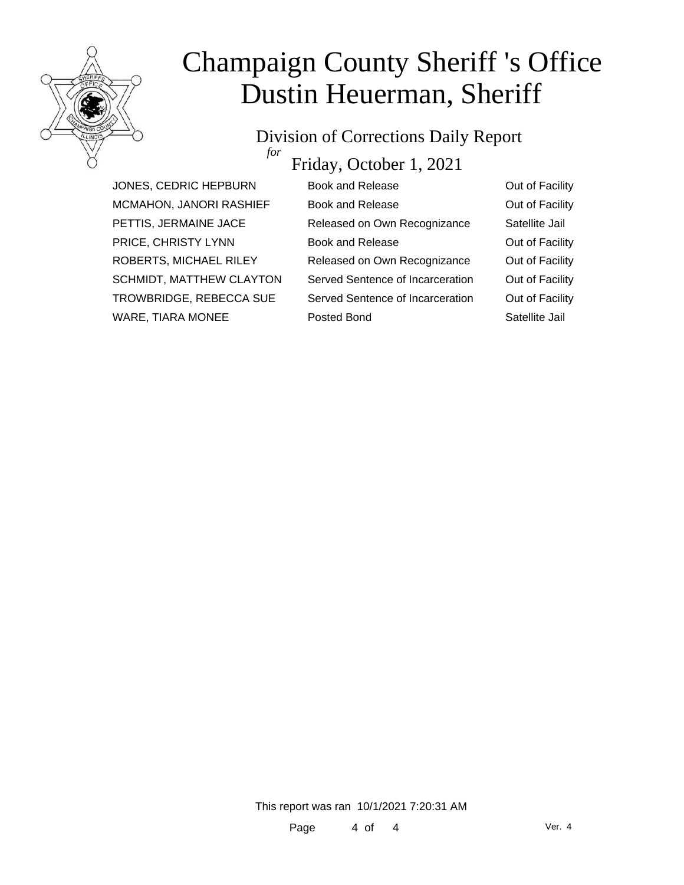# Champaign County Sheriff 's Office
# Dustin Heuerman, Sheriff

## Division of Corrections Daily Report

*for*

## Friday, October 1, 2021

| | | |
|---|---|---|
| JONES, CEDRIC HEPBURN | Book and Release | Out of Facility |
| MCMAHON, JANORI RASHIEF | Book and Release | Out of Facility |
| PETTIS, JERMAINE JACE | Released on Own Recognizance | Satellite Jail |
| PRICE, CHRISTY LYNN | Book and Release | Out of Facility |
| ROBERTS, MICHAEL RILEY | Released on Own Recognizance | Out of Facility |
| SCHMIDT, MATTHEW CLAYTON | Served Sentence of Incarceration | Out of Facility |
| TROWBRIDGE, REBECCA SUE | Served Sentence of Incarceration | Out of Facility |
| WARE, TIARA MONEE | Posted Bond | Satellite Jail |

This report was ran 10/1/2021 7:20:31 AM

Ver. 4